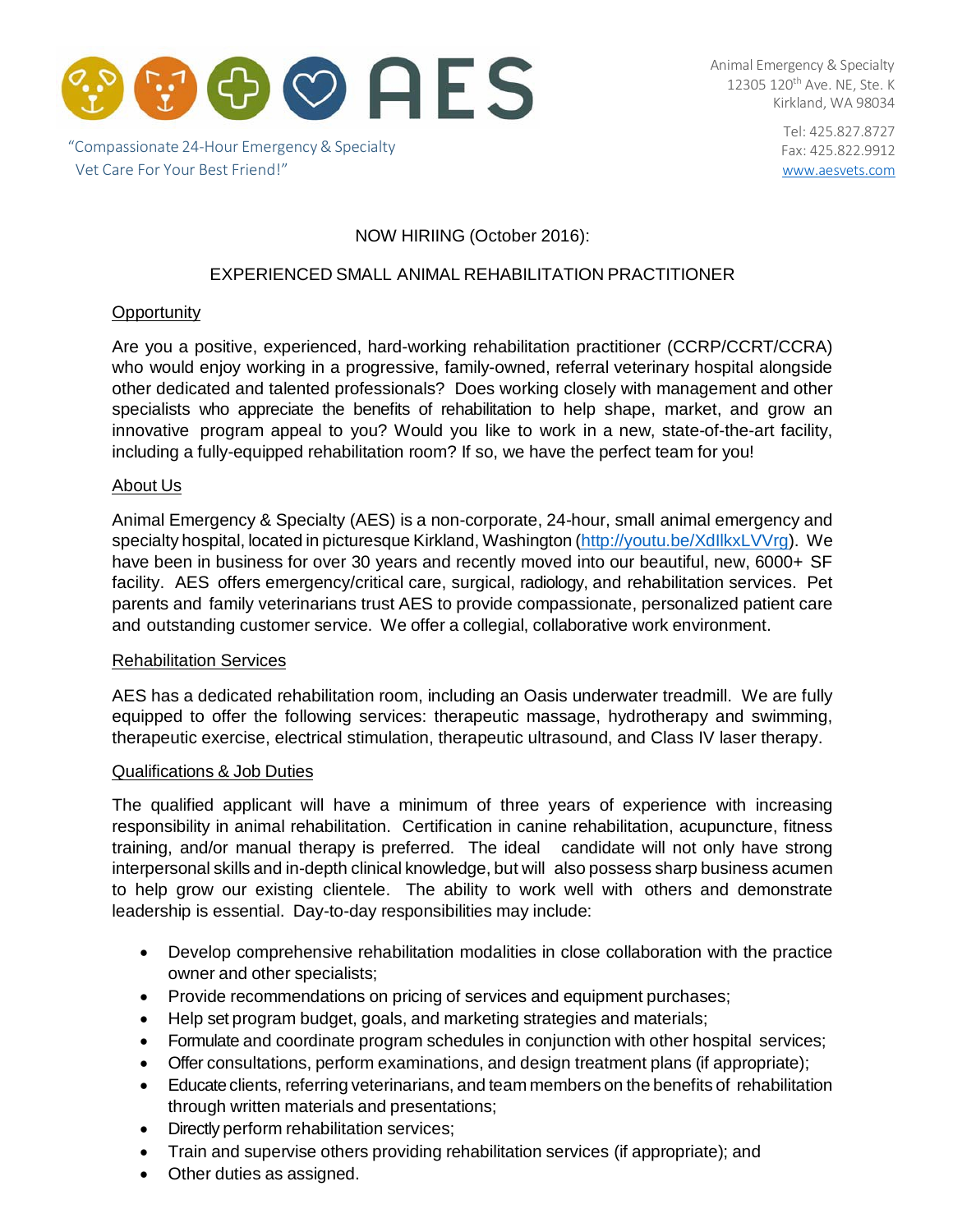AES

"Compassionate 24-Hour Emergency & Specialty Vet Care For Your Best Friend!"

Animal Emergency & Specialty
12305 120th Ave. NE, Ste. K
Kirkland, WA 98034

Tel: 425.827.8727
Fax: 425.822.9912
www.aesvets.com

NOW HIRIING (October 2016):

EXPERIENCED SMALL ANIMAL REHABILITATION PRACTITIONER

## Opportunity

Are you a positive, experienced, hard-working rehabilitation practitioner (CCRP/CCRT/CCRA) who would enjoy working in a progressive, family-owned, referral veterinary hospital alongside other dedicated and talented professionals? Does working closely with management and other specialists who appreciate the benefits of rehabilitation to help shape, market, and grow an innovative program appeal to you? Would you like to work in a new, state-of-the-art facility, including a fully-equipped rehabilitation room? If so, we have the perfect team for you!

## About Us

Animal Emergency & Specialty (AES) is a non-corporate, 24-hour, small animal emergency and specialty hospital, located in picturesque Kirkland, Washington (http://youtu.be/XdIlkxLVVrg). We have been in business for over 30 years and recently moved into our beautiful, new, 6000+ SF facility. AES offers emergency/critical care, surgical, radiology, and rehabilitation services. Pet parents and family veterinarians trust AES to provide compassionate, personalized patient care and outstanding customer service. We offer a collegial, collaborative work environment.

## Rehabilitation Services

AES has a dedicated rehabilitation room, including an Oasis underwater treadmill. We are fully equipped to offer the following services: therapeutic massage, hydrotherapy and swimming, therapeutic exercise, electrical stimulation, therapeutic ultrasound, and Class IV laser therapy.

## Qualifications & Job Duties

The qualified applicant will have a minimum of three years of experience with increasing responsibility in animal rehabilitation. Certification in canine rehabilitation, acupuncture, fitness training, and/or manual therapy is preferred. The ideal candidate will not only have strong interpersonal skills and in-depth clinical knowledge, but will also possess sharp business acumen to help grow our existing clientele. The ability to work well with others and demonstrate leadership is essential. Day-to-day responsibilities may include:

- Develop comprehensive rehabilitation modalities in close collaboration with the practice owner and other specialists;
- Provide recommendations on pricing of services and equipment purchases;
- Help set program budget, goals, and marketing strategies and materials;
- Formulate and coordinate program schedules in conjunction with other hospital services;
- Offer consultations, perform examinations, and design treatment plans (if appropriate);
- Educate clients, referring veterinarians, and team members on the benefits of rehabilitation through written materials and presentations;
- Directly perform rehabilitation services;
- Train and supervise others providing rehabilitation services (if appropriate); and
- Other duties as assigned.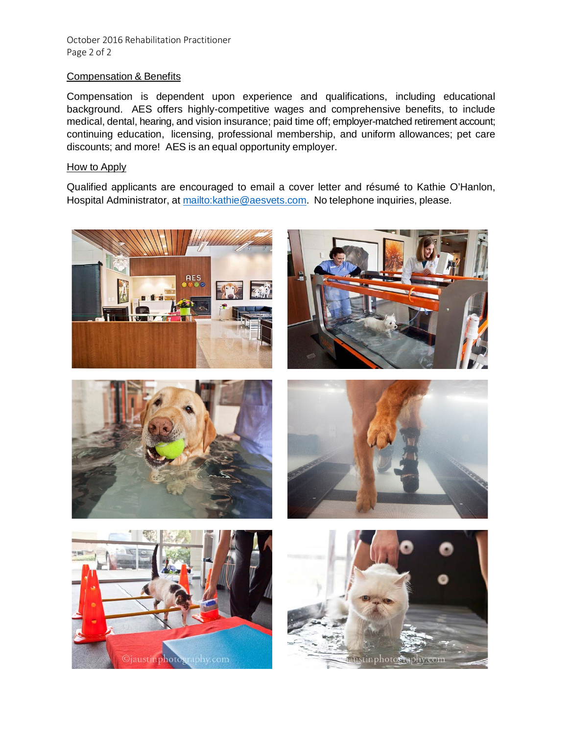## Compensation & Benefits

Compensation is dependent upon experience and qualifications, including educational background. AES offers highly-competitive wages and comprehensive benefits, to include medical, dental, hearing, and vision insurance; paid time off; employer-matched retirement account; continuing education, licensing, professional membership, and uniform allowances; pet care discounts; and more! AES is an equal opportunity employer.

## How to Apply

Qualified applicants are encouraged to email a cover letter and résumé to Kathie O'Hanlon, Hospital Administrator, at [mailto:kathie@aesvets.com](mailto:kathie@aesvets.com). No telephone inquiries, please.